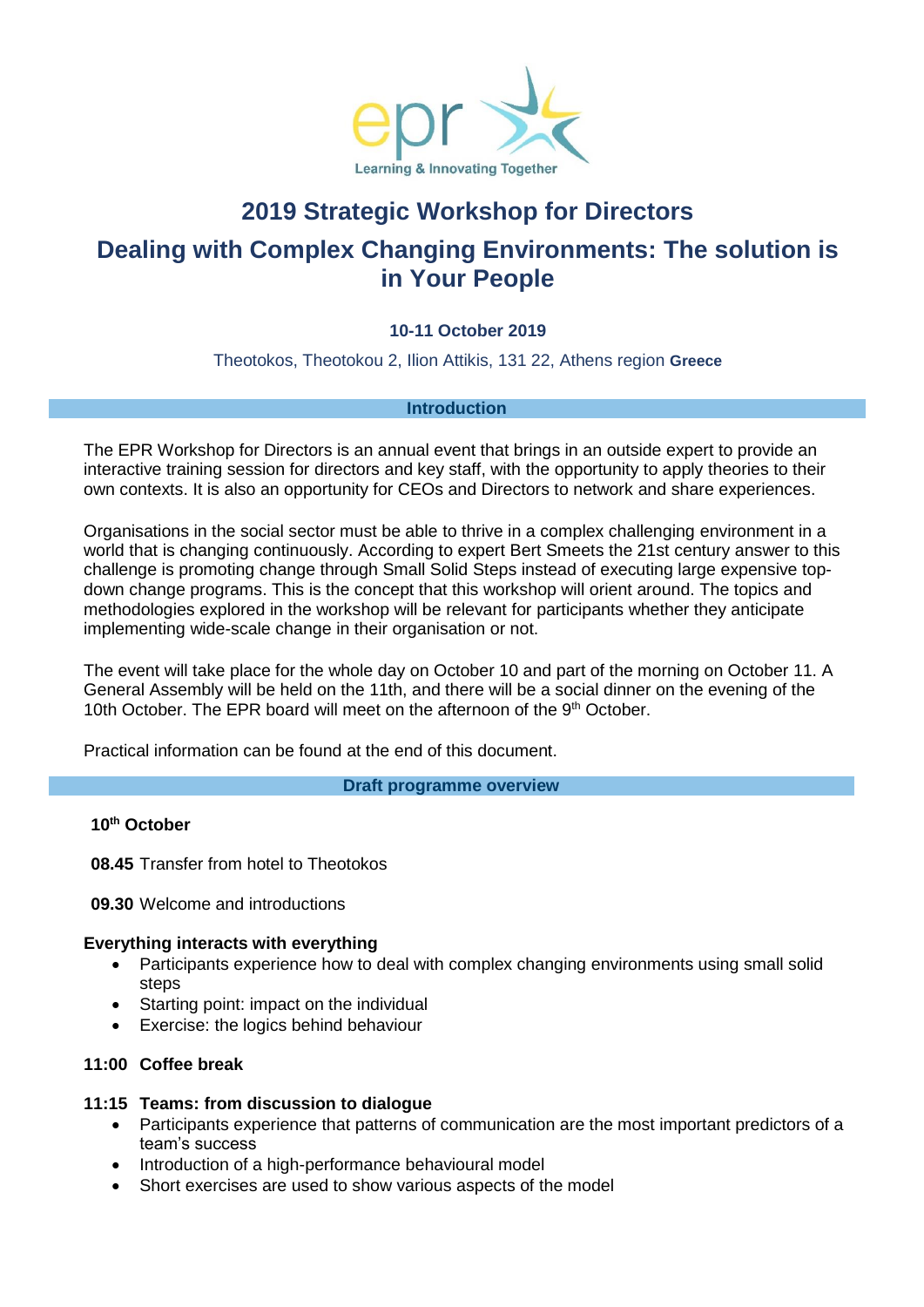epr

Learning & Innovating Together

# 2019 Strategic Workshop for Directors

# Dealing with Complex Changing Environments: The solution is in Your People

**10-11 October 2019**

Theotokos, Theotokou 2, Ilion Attikis, 131 22, Athens region **Greece**

## Introduction

The EPR Workshop for Directors is an annual event that brings in an outside expert to provide an interactive training session for directors and key staff, with the opportunity to apply theories to their own contexts. It is also an opportunity for CEOs and Directors to network and share experiences.

Organisations in the social sector must be able to thrive in a complex challenging environment in a world that is changing continuously. According to expert Bert Smeets the 21st century answer to this challenge is promoting change through Small Solid Steps instead of executing large expensive top-down change programs. This is the concept that this workshop will orient around. The topics and methodologies explored in the workshop will be relevant for participants whether they anticipate implementing wide-scale change in their organisation or not.

The event will take place for the whole day on October 10 and part of the morning on October 11. A General Assembly will be held on the 11th, and there will be a social dinner on the evening of the 10th October. The EPR board will meet on the afternoon of the 9th October.

Practical information can be found at the end of this document.

## Draft programme overview

**10th October**

**08.45** Transfer from hotel to Theotokos

**09.30** Welcome and introductions

**Everything interacts with everything**

- Participants experience how to deal with complex changing environments using small solid steps
- Starting point: impact on the individual
- Exercise: the logics behind behaviour

**11:00 Coffee break**

**11:15 Teams: from discussion to dialogue**

- Participants experience that patterns of communication are the most important predictors of a team's success
- Introduction of a high-performance behavioural model
- Short exercises are used to show various aspects of the model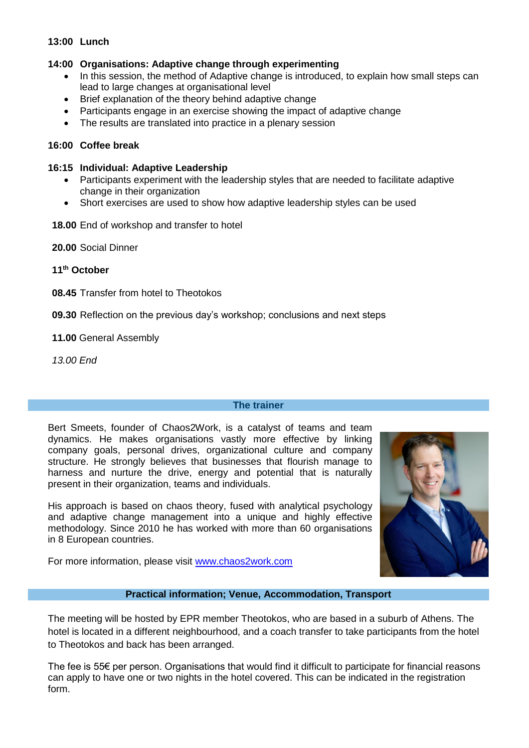**13:00 Lunch**

**14:00 Organisations: Adaptive change through experimenting**

- In this session, the method of Adaptive change is introduced, to explain how small steps can lead to large changes at organisational level
- Brief explanation of the theory behind adaptive change
- Participants engage in an exercise showing the impact of adaptive change
- The results are translated into practice in a plenary session

**16:00 Coffee break**

**16:15 Individual: Adaptive Leadership**

- Participants experiment with the leadership styles that are needed to facilitate adaptive change in their organization
- Short exercises are used to show how adaptive leadership styles can be used

**18.00** End of workshop and transfer to hotel

**20.00** Social Dinner

**11th October**

**08.45** Transfer from hotel to Theotokos

**09.30** Reflection on the previous day's workshop; conclusions and next steps

**11.00** General Assembly

*13.00 End*

## The trainer

Bert Smeets, founder of Chaos2Work, is a catalyst of teams and team dynamics. He makes organisations vastly more effective by linking company goals, personal drives, organizational culture and company structure. He strongly believes that businesses that flourish manage to harness and nurture the drive, energy and potential that is naturally present in their organization, teams and individuals.

His approach is based on chaos theory, fused with analytical psychology and adaptive change management into a unique and highly effective methodology. Since 2010 he has worked with more than 60 organisations in 8 European countries.

For more information, please visit [www.chaos2work.com](http://www.chaos2work.com)

## Practical information; Venue, Accommodation, Transport

The meeting will be hosted by EPR member Theotokos, who are based in a suburb of Athens. The hotel is located in a different neighbourhood, and a coach transfer to take participants from the hotel to Theotokos and back has been arranged.

The fee is 55€ per person. Organisations that would find it difficult to participate for financial reasons can apply to have one or two nights in the hotel covered. This can be indicated in the registration form.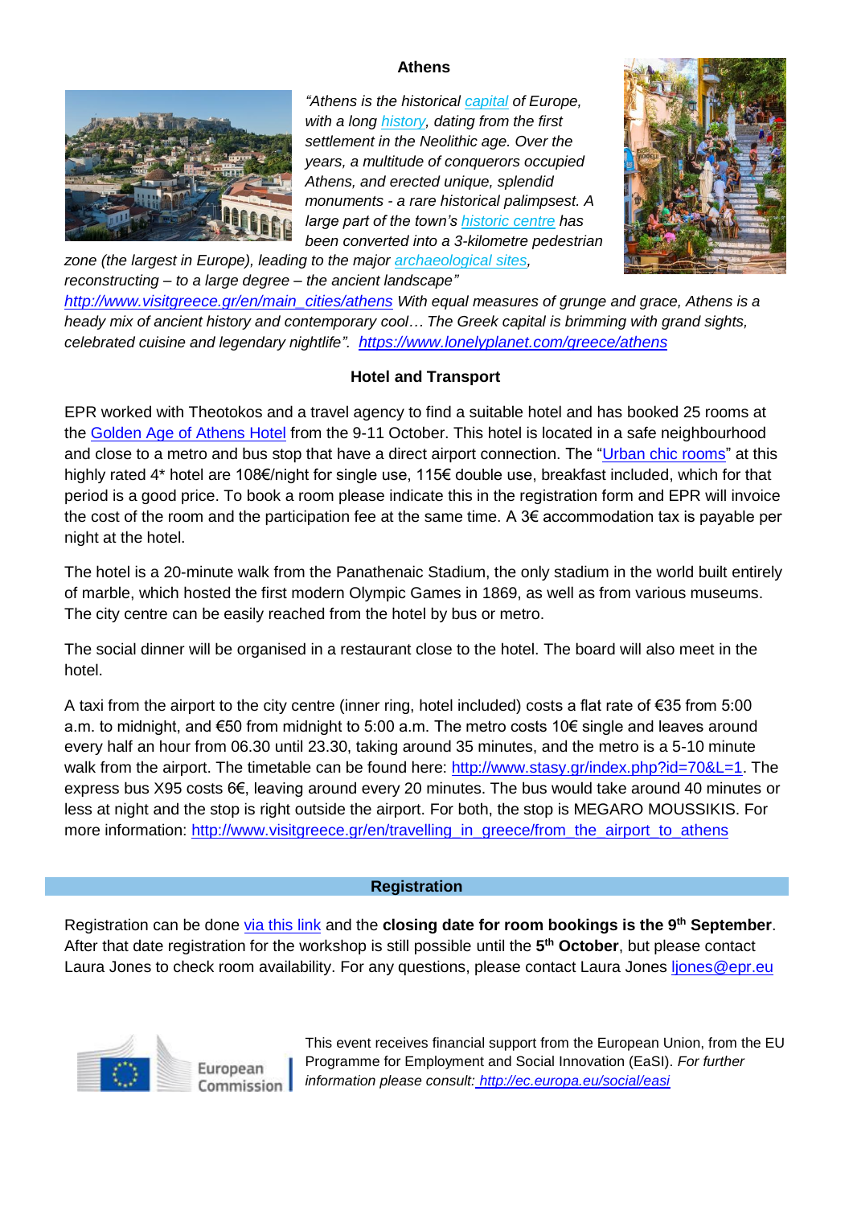## Athens

*"Athens is the historical capital of Europe, with a long history, dating from the first settlement in the Neolithic age. Over the years, a multitude of conquerors occupied Athens, and erected unique, splendid monuments - a rare historical palimpsest. A large part of the town's historic centre has been converted into a 3-kilometre pedestrian zone (the largest in Europe), leading to the major archaeological sites, reconstructing – to a large degree – the ancient landscape" http://www.visitgreece.gr/en/main_cities/athens With equal measures of grunge and grace, Athens is a heady mix of ancient history and contemporary cool… The Greek capital is brimming with grand sights, celebrated cuisine and legendary nightlife".* https://www.lonelyplanet.com/greece/athens

## Hotel and Transport

EPR worked with Theotokos and a travel agency to find a suitable hotel and has booked 25 rooms at the Golden Age of Athens Hotel from the 9-11 October. This hotel is located in a safe neighbourhood and close to a metro and bus stop that have a direct airport connection. The "Urban chic rooms" at this highly rated 4* hotel are 108€/night for single use, 115€ double use, breakfast included, which for that period is a good price. To book a room please indicate this in the registration form and EPR will invoice the cost of the room and the participation fee at the same time. A 3€ accommodation tax is payable per night at the hotel.

The hotel is a 20-minute walk from the Panathenaic Stadium, the only stadium in the world built entirely of marble, which hosted the first modern Olympic Games in 1869, as well as from various museums. The city centre can be easily reached from the hotel by bus or metro.

The social dinner will be organised in a restaurant close to the hotel. The board will also meet in the hotel.

A taxi from the airport to the city centre (inner ring, hotel included) costs a flat rate of €35 from 5:00 a.m. to midnight, and €50 from midnight to 5:00 a.m. The metro costs 10€ single and leaves around every half an hour from 06.30 until 23.30, taking around 35 minutes, and the metro is a 5-10 minute walk from the airport. The timetable can be found here: http://www.stasy.gr/index.php?id=70&L=1. The express bus X95 costs 6€, leaving around every 20 minutes. The bus would take around 40 minutes or less at night and the stop is right outside the airport. For both, the stop is MEGARO MOUSSIKIS. For more information: http://www.visitgreece.gr/en/travelling_in_greece/from_the_airport_to_athens

## Registration

Registration can be done via this link and the **closing date for room bookings is the 9th September**. After that date registration for the workshop is still possible until the **5th October**, but please contact Laura Jones to check room availability. For any questions, please contact Laura Jones ljones@epr.eu

European Commission

This event receives financial support from the European Union, from the EU Programme for Employment and Social Innovation (EaSI). *For further information please consult:* http://ec.europa.eu/social/easi